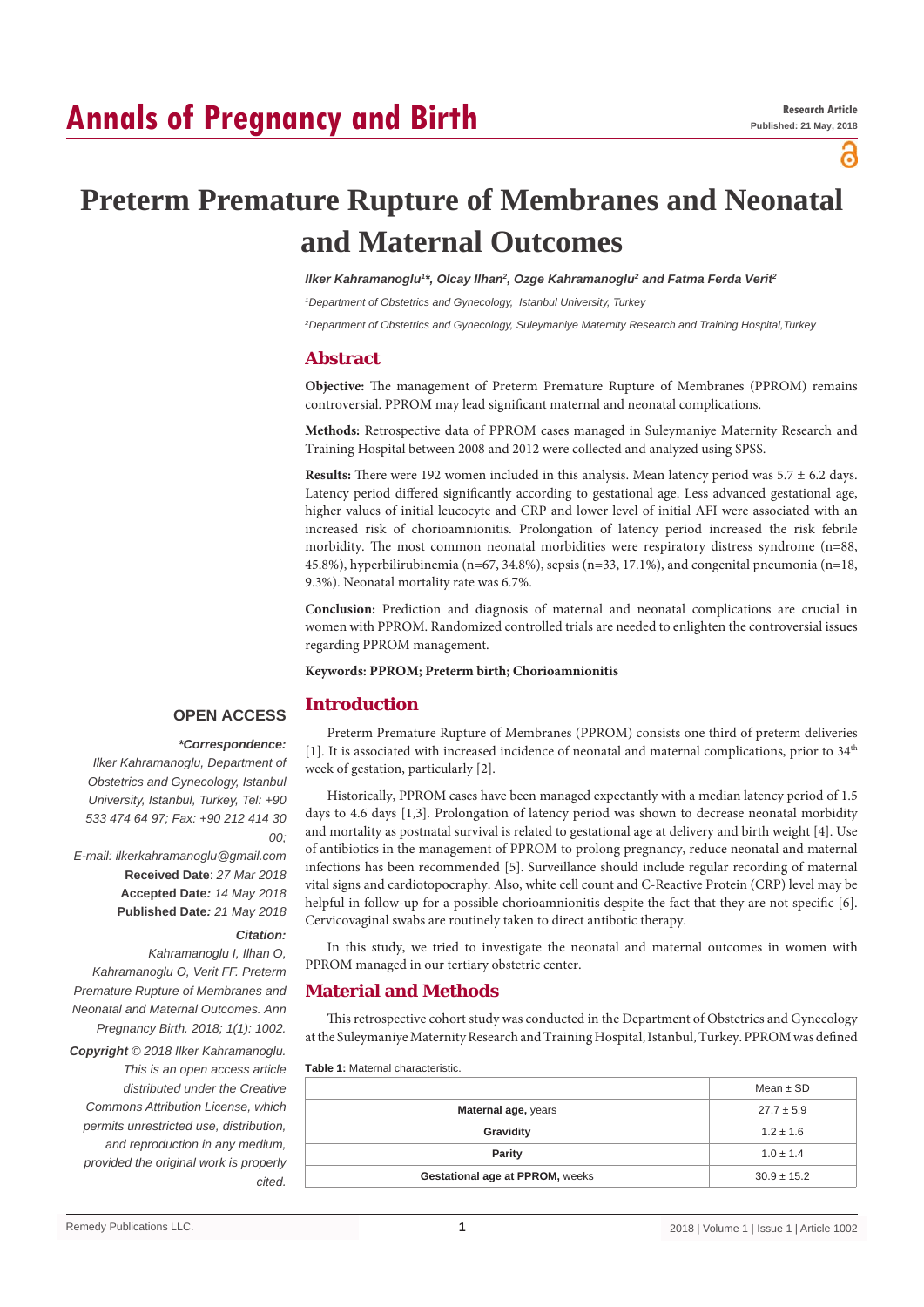# Preterm Premature Rupture of Membranes and Neonatal and Maternal Outcomes

***Ilker Kahramanoglu[1]\*, Olcay Ilhan[2], Ozge Kahramanoglu[2] and Fatma Ferda Verit[2]***

*[1]Department of Obstetrics and Gynecology, Istanbul University, Turkey*

*[2]Department of Obstetrics and Gynecology, Suleymaniye Maternity Research and Training Hospital,Turkey*

## Abstract

**Objective:** The management of Preterm Premature Rupture of Membranes (PPROM) remains controversial. PPROM may lead significant maternal and neonatal complications.

**Methods:** Retrospective data of PPROM cases managed in Suleymaniye Maternity Research and Training Hospital between 2008 and 2012 were collected and analyzed using SPSS.

**Results:** There were 192 women included in this analysis. Mean latency period was 5.7 ± 6.2 days. Latency period differed significantly according to gestational age. Less advanced gestational age, higher values of initial leucocyte and CRP and lower level of initial AFI were associated with an increased risk of chorioamnionitis. Prolongation of latency period increased the risk febrile morbidity. The most common neonatal morbidities were respiratory distress syndrome (n=88, 45.8%), hyperbilirubinemia (n=67, 34.8%), sepsis (n=33, 17.1%), and congenital pneumonia (n=18, 9.3%). Neonatal mortality rate was 6.7%.

**Conclusion:** Prediction and diagnosis of maternal and neonatal complications are crucial in women with PPROM. Randomized controlled trials are needed to enlighten the controversial issues regarding PPROM management.

**Keywords: PPROM; Preterm birth; Chorioamnionitis**

**OPEN ACCESS**

***\*Correspondence:***

*Ilker Kahramanoglu, Department of Obstetrics and Gynecology, Istanbul University, Istanbul, Turkey, Tel: +90 533 474 64 97; Fax: +90 212 414 30 00;*

*E-mail: ilkerkahramanoglu@gmail.com*

**Received Date**: *27 Mar 2018*

**Accepted Date***: 14 May 2018*

**Published Date***: 21 May 2018*

***Citation:***

*Kahramanoglu I, Ilhan O, Kahramanoglu O, Verit FF. Preterm Premature Rupture of Membranes and Neonatal and Maternal Outcomes. Ann Pregnancy Birth. 2018; 1(1): 1002.*

***Copyright** © 2018 Ilker Kahramanoglu. This is an open access article distributed under the Creative Commons Attribution License, which permits unrestricted use, distribution, and reproduction in any medium, provided the original work is properly cited.*

## Introduction

Preterm Premature Rupture of Membranes (PPROM) consists one third of preterm deliveries [1]. It is associated with increased incidence of neonatal and maternal complications, prior to $34^{th}$ week of gestation, particularly [2].

Historically, PPROM cases have been managed expectantly with a median latency period of 1.5 days to 4.6 days [1,3]. Prolongation of latency period was shown to decrease neonatal morbidity and mortality as postnatal survival is related to gestational age at delivery and birth weight [4]. Use of antibiotics in the management of PPROM to prolong pregnancy, reduce neonatal and maternal infections has been recommended [5]. Surveillance should include regular recording of maternal vital signs and cardiotopocraphy. Also, white cell count and C-Reactive Protein (CRP) level may be helpful in follow-up for a possible chorioamnionitis despite the fact that they are not specific [6]. Cervicovaginal swabs are routinely taken to direct antibotic therapy.

In this study, we tried to investigate the neonatal and maternal outcomes in women with PPROM managed in our tertiary obstetric center.

## Material and Methods

This retrospective cohort study was conducted in the Department of Obstetrics and Gynecology at the Suleymaniye Maternity Research and Training Hospital, Istanbul, Turkey. PPROM was defined

**Table 1:** Maternal characteristic.

| | Mean ± SD |
|---|---|
| **Maternal age,** years | 27.7 ± 5.9 |
| **Gravidity** | 1.2 ± 1.6 |
| **Parity** | 1.0 ± 1.4 |
| **Gestational age at PPROM,** weeks | 30.9 ± 15.2 |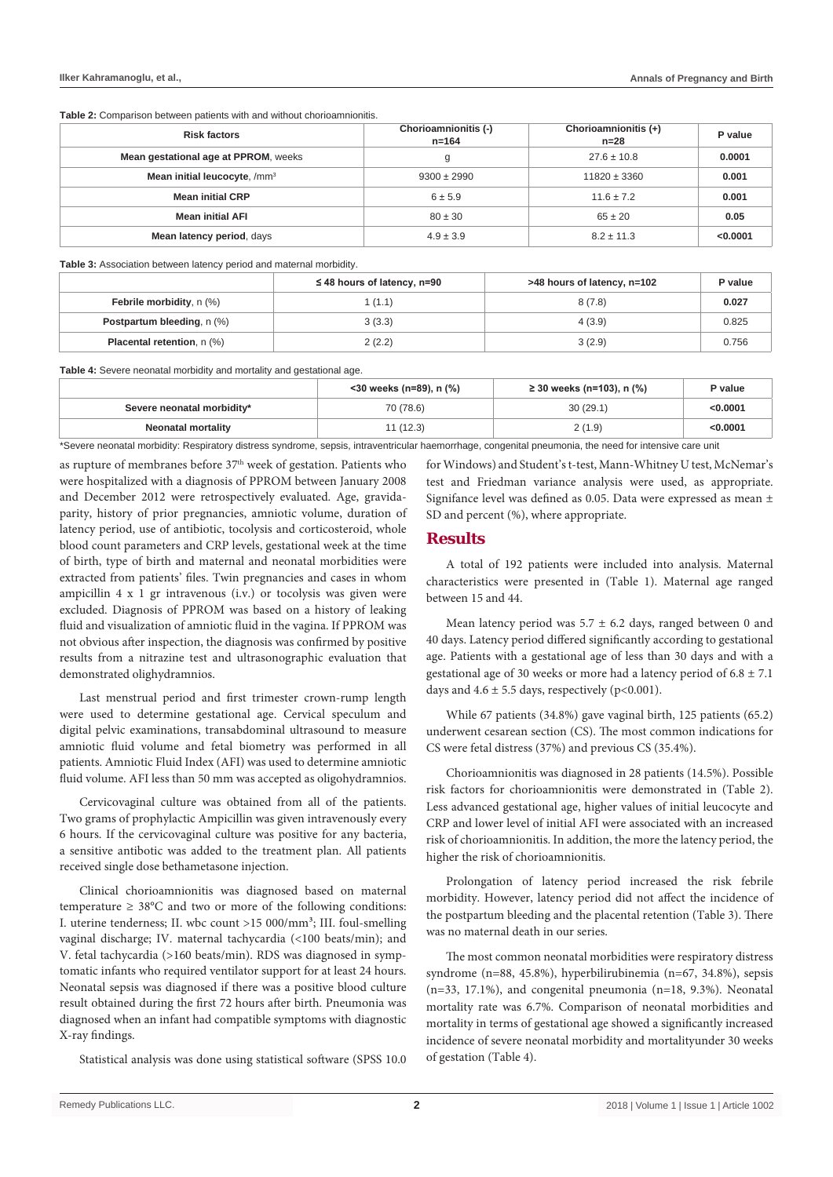**Table 2:** Comparison between patients with and without chorioamnionitis.

| Risk factors | Chorioamnionitis (-) n=164 | Chorioamnionitis (+) n=28 | P value |
|---|---|---|---|
| **Mean gestational age at PPROM**, weeks | g | 27.6 ± 10.8 | **0.0001** |
| **Mean initial leucocyte**, /mm³ | 9300 ± 2990 | 11820 ± 3360 | **0.001** |
| **Mean initial CRP** | 6 ± 5.9 | 11.6 ± 7.2 | **0.001** |
| **Mean initial AFI** | 80 ± 30 | 65 ± 20 | **0.05** |
| **Mean latency period**, days | 4.9 ± 3.9 | 8.2 ± 11.3 | **<0.0001** |

**Table 3:** Association between latency period and maternal morbidity.

| | ≤ 48 hours of latency, n=90 | >48 hours of latency, n=102 | P value |
|---|---|---|---|
| **Febrile morbidity**, n (%) | 1 (1.1) | 8 (7.8) | **0.027** |
| **Postpartum bleeding**, n (%) | 3 (3.3) | 4 (3.9) | 0.825 |
| **Placental retention**, n (%) | 2 (2.2) | 3 (2.9) | 0.756 |

**Table 4:** Severe neonatal morbidity and mortality and gestational age.

| | <30 weeks (n=89), n (%) | ≥ 30 weeks (n=103), n (%) | P value |
|---|---|---|---|
| **Severe neonatal morbidity*** | 70 (78.6) | 30 (29.1) | **<0.0001** |
| **Neonatal mortality** | 11 (12.3) | 2 (1.9) | **<0.0001** |

*Severe neonatal morbidity: Respiratory distress syndrome, sepsis, intraventricular haemorrhage, congenital pneumonia, the need for intensive care unit

as rupture of membranes before 37th week of gestation. Patients who were hospitalized with a diagnosis of PPROM between January 2008 and December 2012 were retrospectively evaluated. Age, gravida-parity, history of prior pregnancies, amniotic volume, duration of latency period, use of antibiotic, tocolysis and corticosteroid, whole blood count parameters and CRP levels, gestational week at the time of birth, type of birth and maternal and neonatal morbidities were extracted from patients' files. Twin pregnancies and cases in whom ampicillin 4 x 1 gr intravenous (i.v.) or tocolysis was given were excluded. Diagnosis of PPROM was based on a history of leaking fluid and visualization of amniotic fluid in the vagina. If PPROM was not obvious after inspection, the diagnosis was confirmed by positive results from a nitrazine test and ultrasonographic evaluation that demonstrated olighydramnios.

Last menstrual period and first trimester crown-rump length were used to determine gestational age. Cervical speculum and digital pelvic examinations, transabdominal ultrasound to measure amniotic fluid volume and fetal biometry was performed in all patients. Amniotic Fluid Index (AFI) was used to determine amniotic fluid volume. AFI less than 50 mm was accepted as oligohydramnios.

Cervicovaginal culture was obtained from all of the patients. Two grams of prophylactic Ampicillin was given intravenously every 6 hours. If the cervicovaginal culture was positive for any bacteria, a sensitive antibotic was added to the treatment plan. All patients received single dose bethametasone injection.

Clinical chorioamnionitis was diagnosed based on maternal temperature ≥ 38°C and two or more of the following conditions: I. uterine tenderness; II. wbc count >15 000/mm³; III. foul-smelling vaginal discharge; IV. maternal tachycardia (<100 beats/min); and V. fetal tachycardia (>160 beats/min). RDS was diagnosed in symptomatic infants who required ventilator support for at least 24 hours. Neonatal sepsis was diagnosed if there was a positive blood culture result obtained during the first 72 hours after birth. Pneumonia was diagnosed when an infant had compatible symptoms with diagnostic X-ray findings.

Statistical analysis was done using statistical software (SPSS 10.0 for Windows) and Student's t-test, Mann-Whitney U test, McNemar's test and Friedman variance analysis were used, as appropriate. Signifance level was defined as 0.05. Data were expressed as mean ± SD and percent (%), where appropriate.

## Results

A total of 192 patients were included into analysis. Maternal characteristics were presented in (Table 1). Maternal age ranged between 15 and 44.

Mean latency period was 5.7 ± 6.2 days, ranged between 0 and 40 days. Latency period differed significantly according to gestational age. Patients with a gestational age of less than 30 days and with a gestational age of 30 weeks or more had a latency period of 6.8 ± 7.1 days and 4.6 ± 5.5 days, respectively (p<0.001).

While 67 patients (34.8%) gave vaginal birth, 125 patients (65.2) underwent cesarean section (CS). The most common indications for CS were fetal distress (37%) and previous CS (35.4%).

Chorioamnionitis was diagnosed in 28 patients (14.5%). Possible risk factors for chorioamnionitis were demonstrated in (Table 2). Less advanced gestational age, higher values of initial leucocyte and CRP and lower level of initial AFI were associated with an increased risk of chorioamnionitis. In addition, the more the latency period, the higher the risk of chorioamnionitis.

Prolongation of latency period increased the risk febrile morbidity. However, latency period did not affect the incidence of the postpartum bleeding and the placental retention (Table 3). There was no maternal death in our series.

The most common neonatal morbidities were respiratory distress syndrome (n=88, 45.8%), hyperbilirubinemia (n=67, 34.8%), sepsis (n=33, 17.1%), and congenital pneumonia (n=18, 9.3%). Neonatal mortality rate was 6.7%. Comparison of neonatal morbidities and mortality in terms of gestational age showed a significantly increased incidence of severe neonatal morbidity and mortalityunder 30 weeks of gestation (Table 4).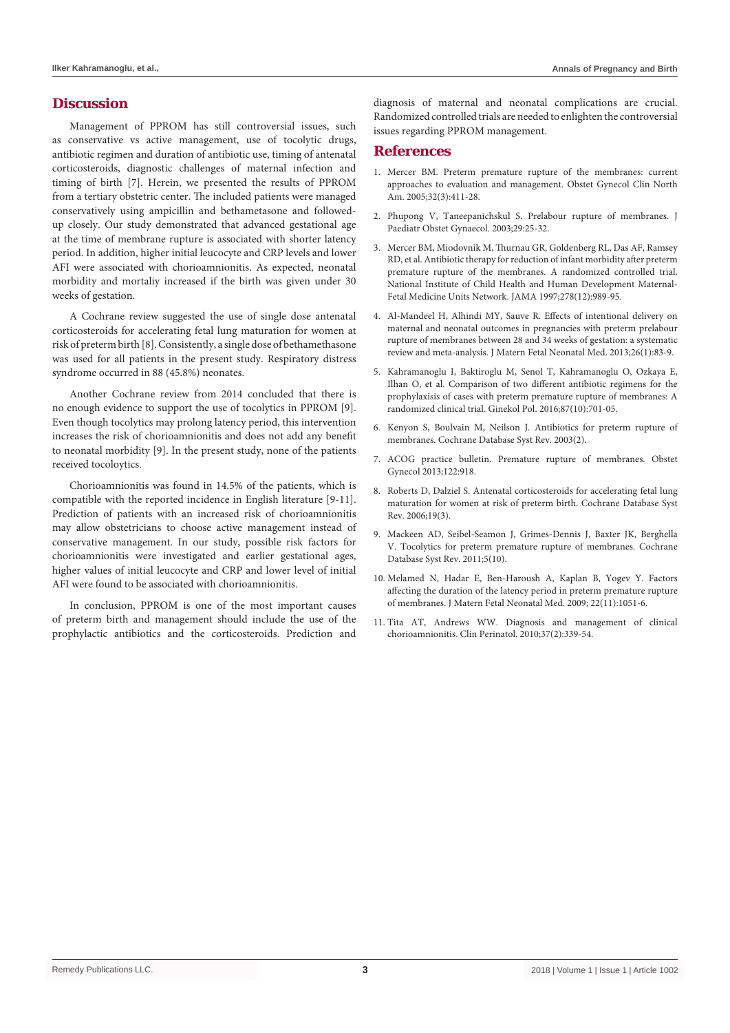## Discussion

Management of PPROM has still controversial issues, such as conservative vs active management, use of tocolytic drugs, antibiotic regimen and duration of antibiotic use, timing of antenatal corticosteroids, diagnostic challenges of maternal infection and timing of birth [7]. Herein, we presented the results of PPROM from a tertiary obstetric center. The included patients were managed conservatively using ampicillin and bethametasone and followed-up closely. Our study demonstrated that advanced gestational age at the time of membrane rupture is associated with shorter latency period. In addition, higher initial leucocyte and CRP levels and lower AFI were associated with chorioamnionitis. As expected, neonatal morbidity and mortaliy increased if the birth was given under 30 weeks of gestation.

A Cochrane review suggested the use of single dose antenatal corticosteroids for accelerating fetal lung maturation for women at risk of preterm birth [8]. Consistently, a single dose of bethamethasone was used for all patients in the present study. Respiratory distress syndrome occurred in 88 (45.8%) neonates.

Another Cochrane review from 2014 concluded that there is no enough evidence to support the use of tocolytics in PPROM [9]. Even though tocolytics may prolong latency period, this intervention increases the risk of chorioamnionitis and does not add any benefit to neonatal morbidity [9]. In the present study, none of the patients received tocoloytics.

Chorioamnionitis was found in 14.5% of the patients, which is compatible with the reported incidence in English literature [9-11]. Prediction of patients with an increased risk of chorioamnionitis may allow obstetricians to choose active management instead of conservative management. In our study, possible risk factors for chorioamnionitis were investigated and earlier gestational ages, higher values of initial leucocyte and CRP and lower level of initial AFI were found to be associated with chorioamnionitis.

In conclusion, PPROM is one of the most important causes of preterm birth and management should include the use of the prophylactic antibiotics and the corticosteroids. Prediction and diagnosis of maternal and neonatal complications are crucial. Randomized controlled trials are needed to enlighten the controversial issues regarding PPROM management.

## References

1. Mercer BM. Preterm premature rupture of the membranes: current approaches to evaluation and management. Obstet Gynecol Clin North Am. 2005;32(3):411-28.
2. Phupong V, Taneepanichskul S. Prelabour rupture of membranes. J Paediatr Obstet Gynaecol. 2003;29:25-32.
3. Mercer BM, Miodovnik M, Thurnau GR, Goldenberg RL, Das AF, Ramsey RD, et al. Antibiotic therapy for reduction of infant morbidity after preterm premature rupture of the membranes. A randomized controlled trial. National Institute of Child Health and Human Development Maternal-Fetal Medicine Units Network. JAMA 1997;278(12):989-95.
4. Al-Mandeel H, Alhindi MY, Sauve R. Effects of intentional delivery on maternal and neonatal outcomes in pregnancies with preterm prelabour rupture of membranes between 28 and 34 weeks of gestation: a systematic review and meta-analysis. J Matern Fetal Neonatal Med. 2013;26(1):83-9.
5. Kahramanoglu I, Baktiroglu M, Senol T, Kahramanoglu O, Ozkaya E, Ilhan O, et al. Comparison of two different antibiotic regimens for the prophylaxis of cases with preterm premature rupture of membranes: A randomized clinical trial. Ginekol Pol. 2016;87(10):701-05.
6. Kenyon S, Boulvain M, Neilson J. Antibiotics for preterm rupture of membranes. Cochrane Database Syst Rev. 2003(2).
7. ACOG practice bulletin. Premature rupture of membranes. Obstet Gynecol 2013;122:918.
8. Roberts D, Dalziel S. Antenatal corticosteroids for accelerating fetal lung maturation for women at risk of preterm birth. Cochrane Database Syst Rev. 2006;19(3).
9. Mackeen AD, Seibel-Seamon J, Grimes-Dennis J, Baxter JK, Berghella V. Tocolytics for preterm premature rupture of membranes. Cochrane Database Syst Rev. 2011;5(10).
10. Melamed N, Hadar E, Ben-Haroush A, Kaplan B, Yogev Y. Factors affecting the duration of the latency period in preterm premature rupture of membranes. J Matern Fetal Neonatal Med. 2009; 22(11):1051-6.
11. Tita AT, Andrews WW. Diagnosis and management of clinical chorioamnionitis. Clin Perinatol. 2010;37(2):339-54.